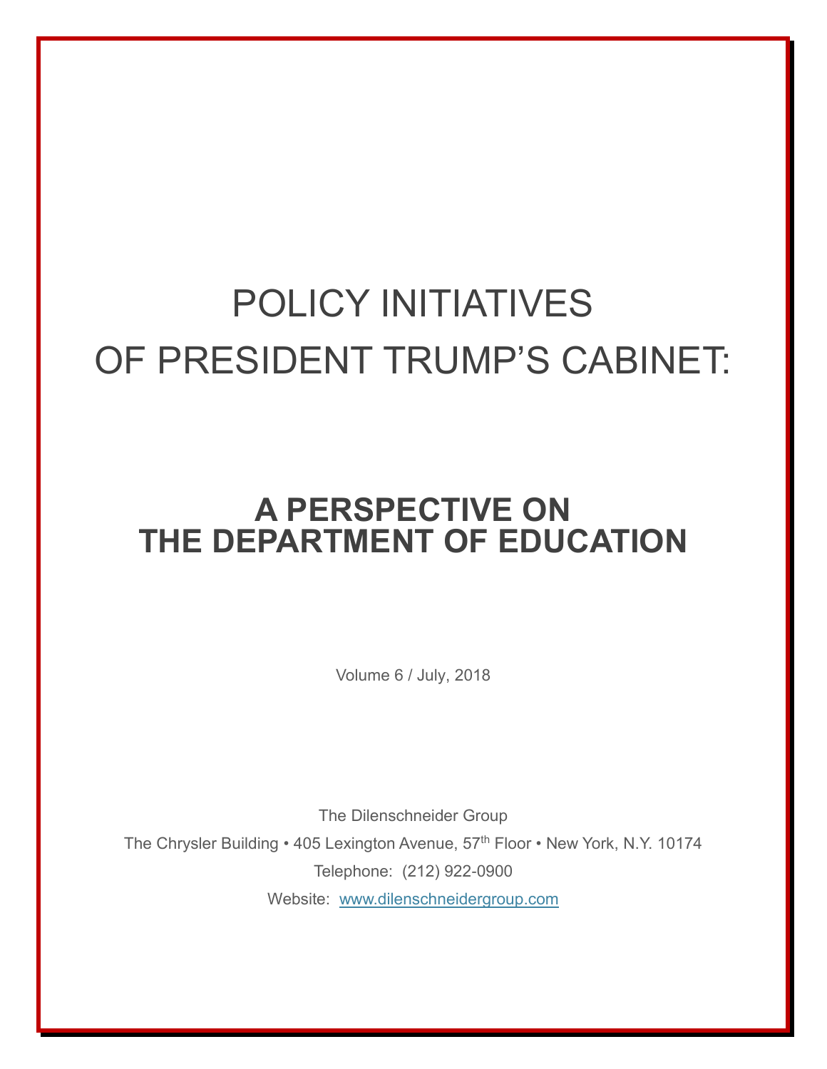# POLICY INITIATIVES OF PRESIDENT TRUMP'S CABINET:

## A PERSPECTIVE ON THE DEPARTMENT OF EDUCATION

Volume 6 / July, 2018

The Dilenschneider Group

The Chrysler Building • 405 Lexington Avenue, 57th Floor • New York, N.Y. 10174

Telephone: (212) 922-0900

Website: [www.dilenschneidergroup.com](http://www.dilenschneidergroup.com)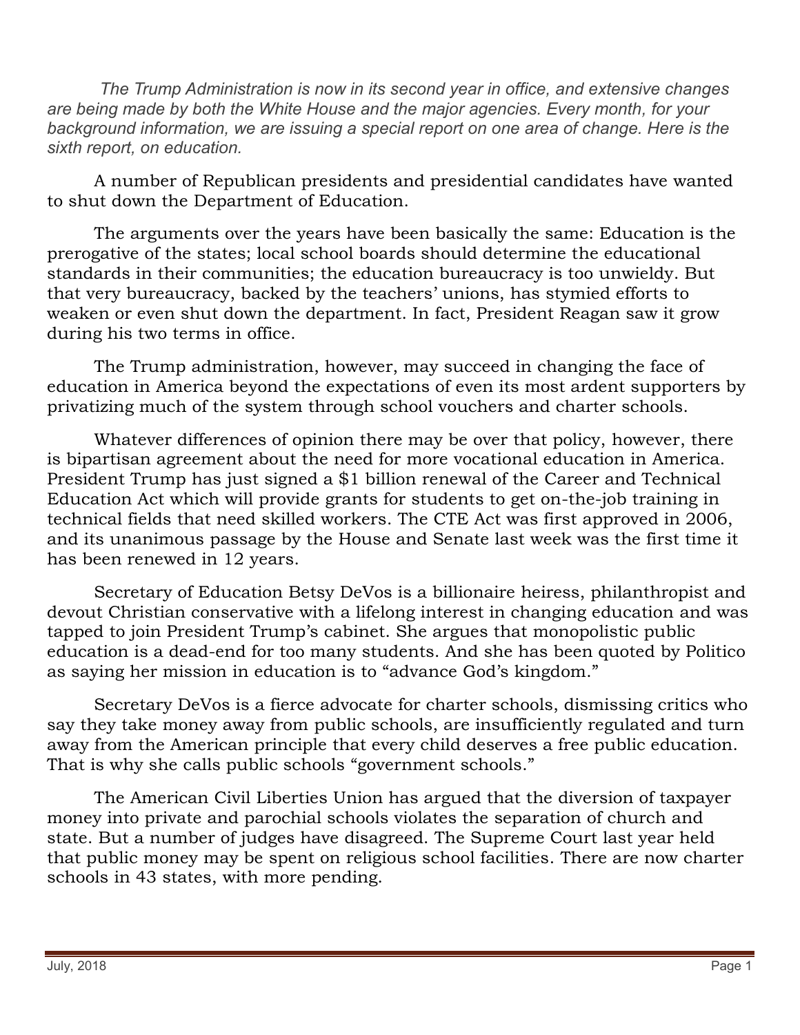*The Trump Administration is now in its second year in office, and extensive changes are being made by both the White House and the major agencies. Every month, for your background information, we are issuing a special report on one area of change. Here is the sixth report, on education.*

A number of Republican presidents and presidential candidates have wanted to shut down the Department of Education.

The arguments over the years have been basically the same: Education is the prerogative of the states; local school boards should determine the educational standards in their communities; the education bureaucracy is too unwieldy. But that very bureaucracy, backed by the teachers' unions, has stymied efforts to weaken or even shut down the department. In fact, President Reagan saw it grow during his two terms in office.

The Trump administration, however, may succeed in changing the face of education in America beyond the expectations of even its most ardent supporters by privatizing much of the system through school vouchers and charter schools.

Whatever differences of opinion there may be over that policy, however, there is bipartisan agreement about the need for more vocational education in America. President Trump has just signed a $1 billion renewal of the Career and Technical Education Act which will provide grants for students to get on-the-job training in technical fields that need skilled workers. The CTE Act was first approved in 2006, and its unanimous passage by the House and Senate last week was the first time it has been renewed in 12 years.

Secretary of Education Betsy DeVos is a billionaire heiress, philanthropist and devout Christian conservative with a lifelong interest in changing education and was tapped to join President Trump's cabinet. She argues that monopolistic public education is a dead-end for too many students. And she has been quoted by Politico as saying her mission in education is to "advance God's kingdom."

Secretary DeVos is a fierce advocate for charter schools, dismissing critics who say they take money away from public schools, are insufficiently regulated and turn away from the American principle that every child deserves a free public education. That is why she calls public schools "government schools."

The American Civil Liberties Union has argued that the diversion of taxpayer money into private and parochial schools violates the separation of church and state. But a number of judges have disagreed. The Supreme Court last year held that public money may be spent on religious school facilities. There are now charter schools in 43 states, with more pending.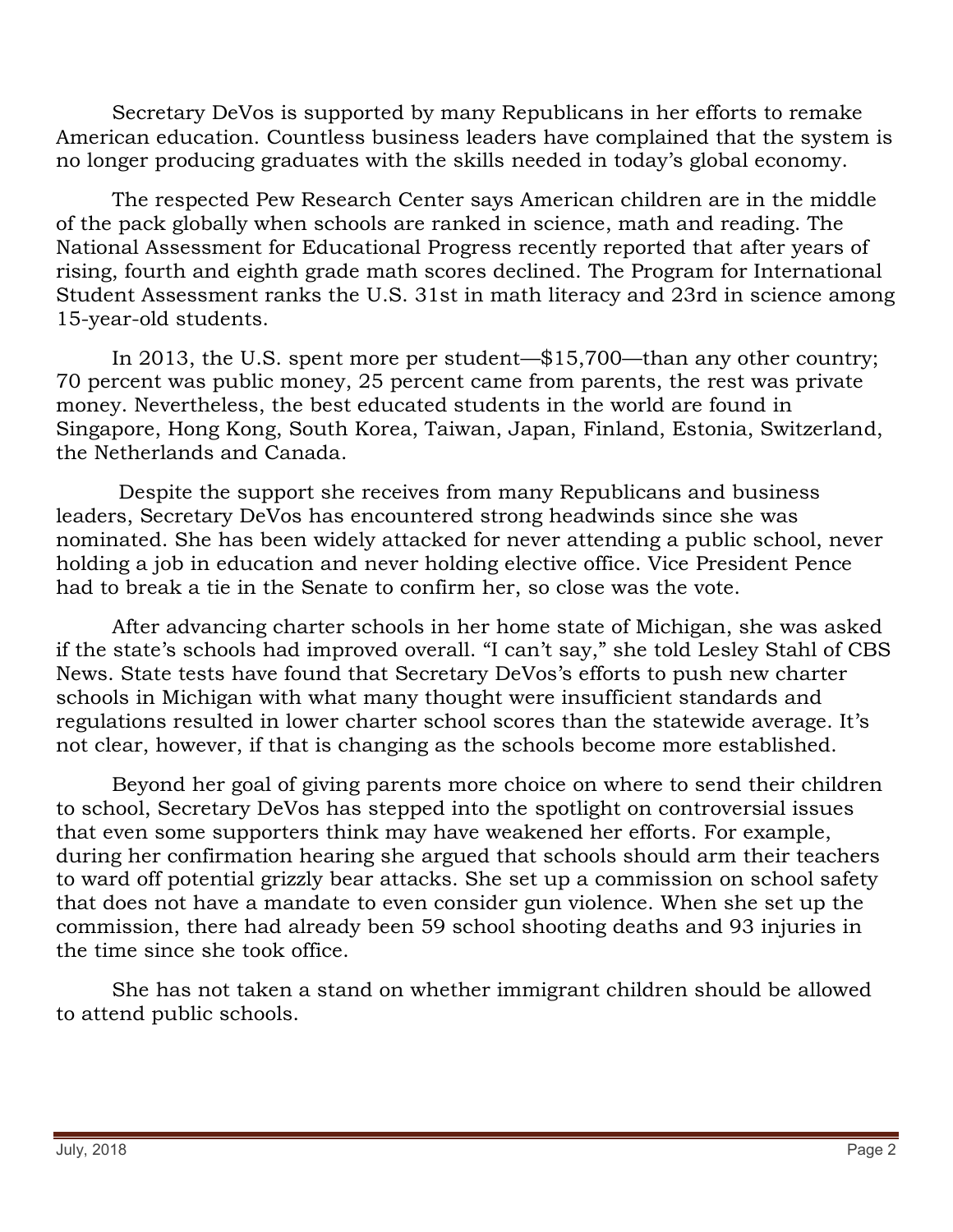Secretary DeVos is supported by many Republicans in her efforts to remake American education. Countless business leaders have complained that the system is no longer producing graduates with the skills needed in today's global economy.

The respected Pew Research Center says American children are in the middle of the pack globally when schools are ranked in science, math and reading. The National Assessment for Educational Progress recently reported that after years of rising, fourth and eighth grade math scores declined. The Program for International Student Assessment ranks the U.S. 31st in math literacy and 23rd in science among 15-year-old students.

In 2013, the U.S. spent more per student—$15,700—than any other country; 70 percent was public money, 25 percent came from parents, the rest was private money. Nevertheless, the best educated students in the world are found in Singapore, Hong Kong, South Korea, Taiwan, Japan, Finland, Estonia, Switzerland, the Netherlands and Canada.

Despite the support she receives from many Republicans and business leaders, Secretary DeVos has encountered strong headwinds since she was nominated. She has been widely attacked for never attending a public school, never holding a job in education and never holding elective office. Vice President Pence had to break a tie in the Senate to confirm her, so close was the vote.

After advancing charter schools in her home state of Michigan, she was asked if the state's schools had improved overall. "I can't say," she told Lesley Stahl of CBS News. State tests have found that Secretary DeVos's efforts to push new charter schools in Michigan with what many thought were insufficient standards and regulations resulted in lower charter school scores than the statewide average. It's not clear, however, if that is changing as the schools become more established.

Beyond her goal of giving parents more choice on where to send their children to school, Secretary DeVos has stepped into the spotlight on controversial issues that even some supporters think may have weakened her efforts. For example, during her confirmation hearing she argued that schools should arm their teachers to ward off potential grizzly bear attacks. She set up a commission on school safety that does not have a mandate to even consider gun violence. When she set up the commission, there had already been 59 school shooting deaths and 93 injuries in the time since she took office.

She has not taken a stand on whether immigrant children should be allowed to attend public schools.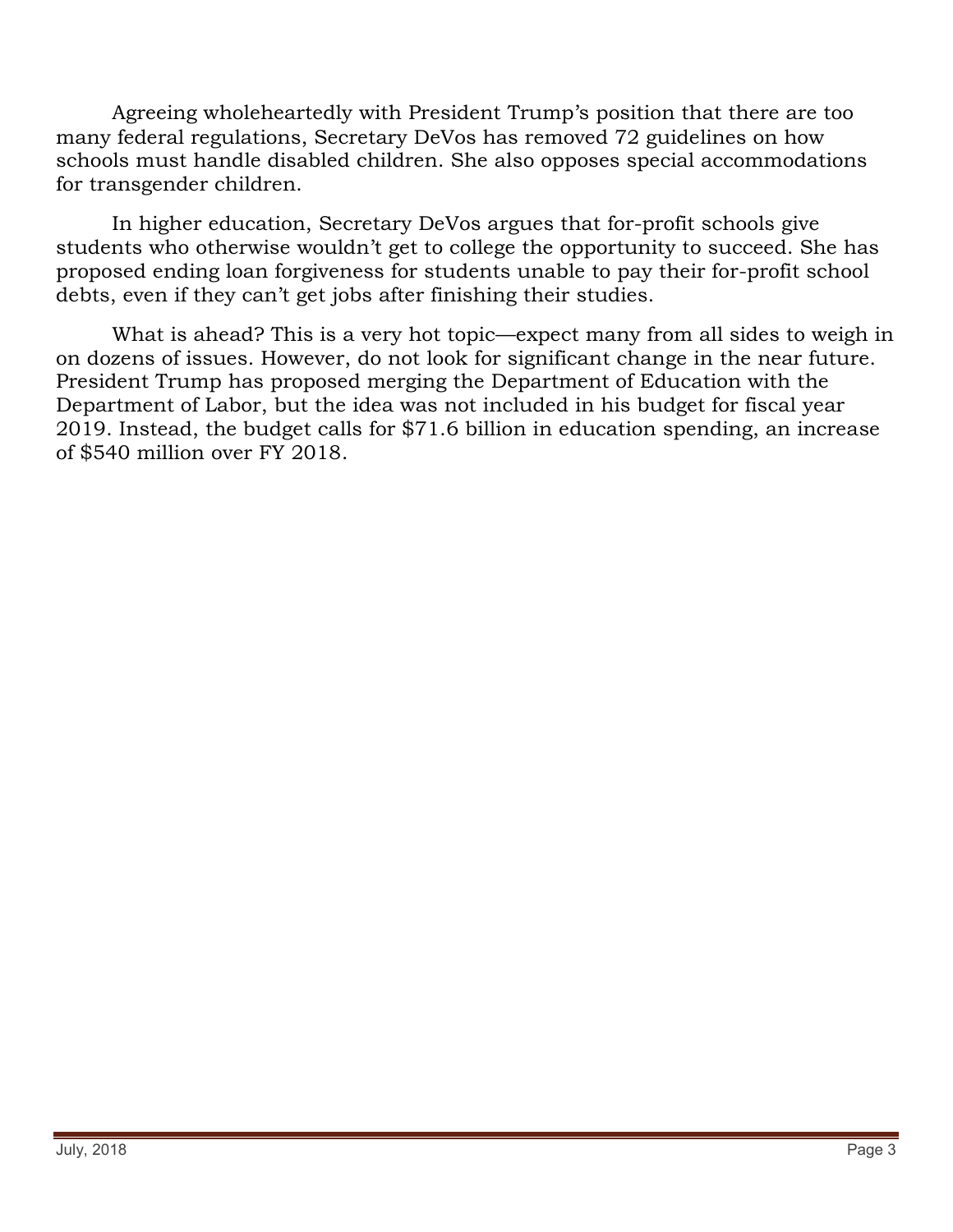Agreeing wholeheartedly with President Trump's position that there are too many federal regulations, Secretary DeVos has removed 72 guidelines on how schools must handle disabled children. She also opposes special accommodations for transgender children.

In higher education, Secretary DeVos argues that for-profit schools give students who otherwise wouldn't get to college the opportunity to succeed. She has proposed ending loan forgiveness for students unable to pay their for-profit school debts, even if they can't get jobs after finishing their studies.

What is ahead? This is a very hot topic—expect many from all sides to weigh in on dozens of issues. However, do not look for significant change in the near future. President Trump has proposed merging the Department of Education with the Department of Labor, but the idea was not included in his budget for fiscal year 2019. Instead, the budget calls for $71.6 billion in education spending, an increase of $540 million over FY 2018.